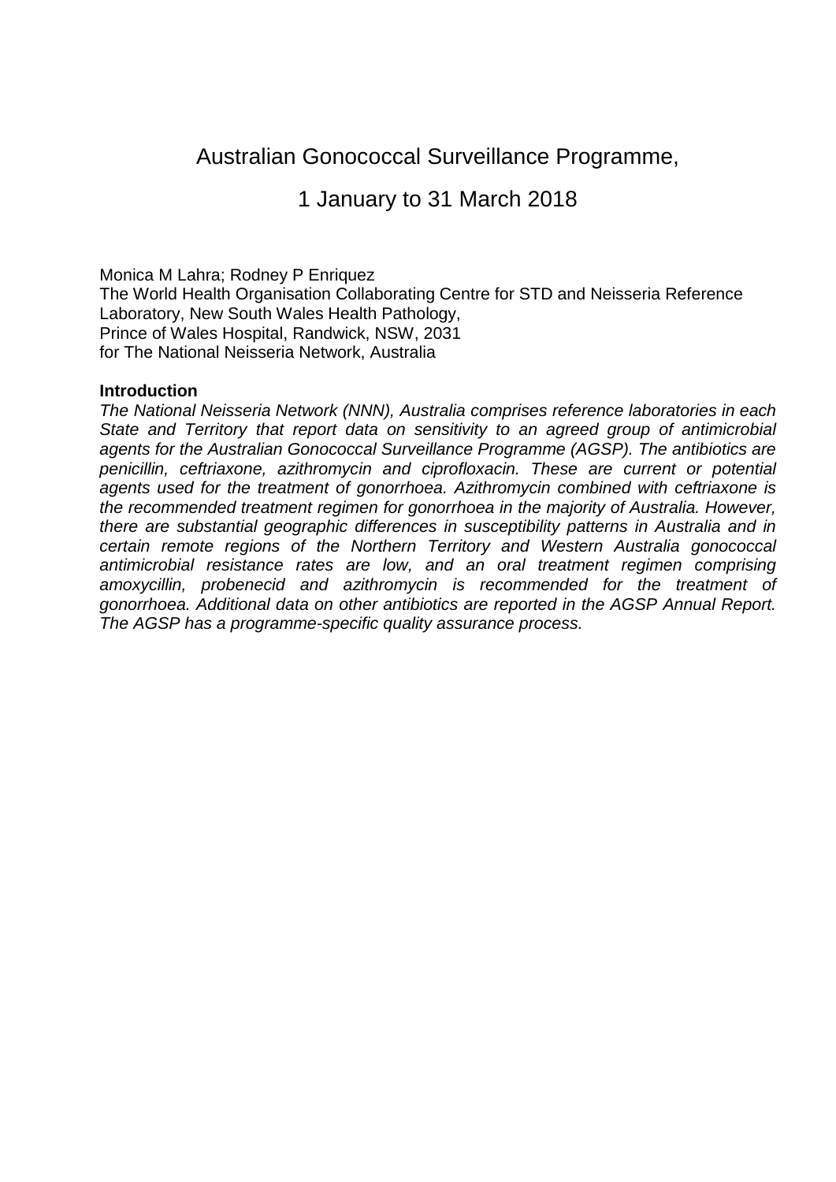# Australian Gonococcal Surveillance Programme,

# 1 January to 31 March 2018

Monica M Lahra; Rodney P Enriquez
The World Health Organisation Collaborating Centre for STD and Neisseria Reference Laboratory, New South Wales Health Pathology,
Prince of Wales Hospital, Randwick, NSW, 2031
for The National Neisseria Network, Australia

**Introduction**

*The National Neisseria Network (NNN), Australia comprises reference laboratories in each State and Territory that report data on sensitivity to an agreed group of antimicrobial agents for the Australian Gonococcal Surveillance Programme (AGSP). The antibiotics are penicillin, ceftriaxone, azithromycin and ciprofloxacin. These are current or potential agents used for the treatment of gonorrhoea. Azithromycin combined with ceftriaxone is the recommended treatment regimen for gonorrhoea in the majority of Australia. However, there are substantial geographic differences in susceptibility patterns in Australia and in certain remote regions of the Northern Territory and Western Australia gonococcal antimicrobial resistance rates are low, and an oral treatment regimen comprising amoxycillin, probenecid and azithromycin is recommended for the treatment of gonorrhoea. Additional data on other antibiotics are reported in the AGSP Annual Report. The AGSP has a programme-specific quality assurance process.*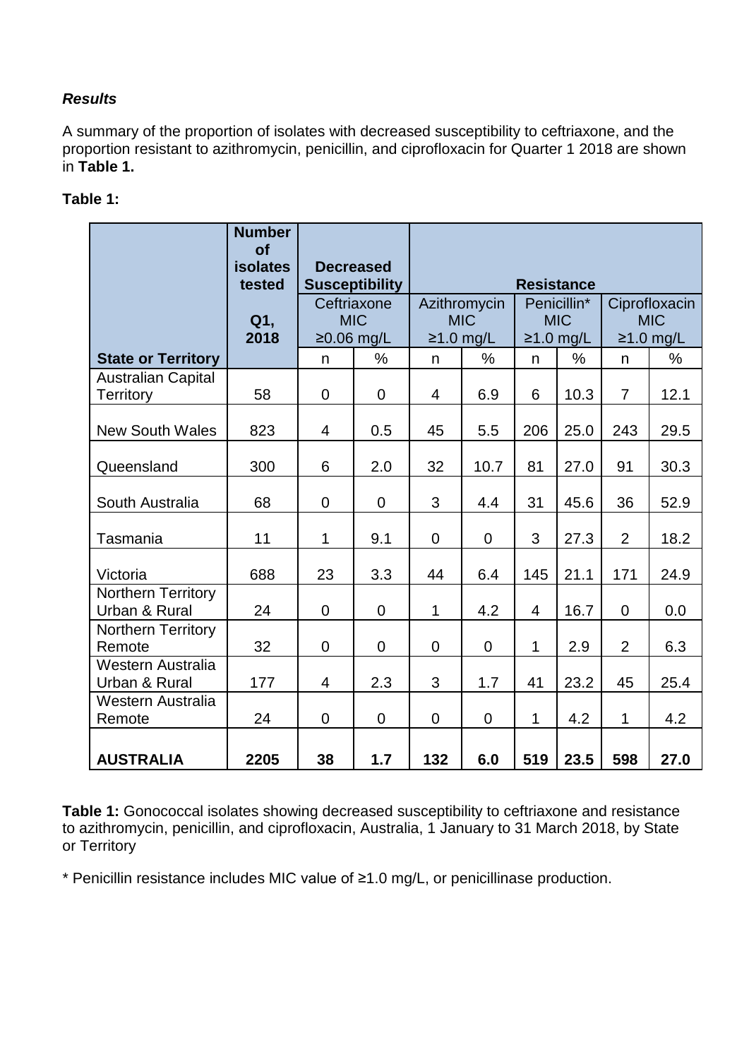***Results***

A summary of the proportion of isolates with decreased susceptibility to ceftriaxone, and the proportion resistant to azithromycin, penicillin, and ciprofloxacin for Quarter 1 2018 are shown in **Table 1.**

**Table 1:**

| | **Number of isolates tested** | **Decreased Susceptibility** | | **Resistance** | | | | | |
|---|---|---|---|---|---|---|---|---|---|
| | **Q1, 2018** | Ceftriaxone MIC ≥0.06 mg/L | | Azithromycin MIC ≥1.0 mg/L | | Penicillin* MIC ≥1.0 mg/L | | Ciprofloxacin MIC ≥1.0 mg/L | |
| **State or Territory** | | n | % | n | % | n | % | n | % |
| Australian Capital Territory | 58 | 0 | 0 | 4 | 6.9 | 6 | 10.3 | 7 | 12.1 |
| New South Wales | 823 | 4 | 0.5 | 45 | 5.5 | 206 | 25.0 | 243 | 29.5 |
| Queensland | 300 | 6 | 2.0 | 32 | 10.7 | 81 | 27.0 | 91 | 30.3 |
| South Australia | 68 | 0 | 0 | 3 | 4.4 | 31 | 45.6 | 36 | 52.9 |
| Tasmania | 11 | 1 | 9.1 | 0 | 0 | 3 | 27.3 | 2 | 18.2 |
| Victoria | 688 | 23 | 3.3 | 44 | 6.4 | 145 | 21.1 | 171 | 24.9 |
| Northern Territory Urban & Rural | 24 | 0 | 0 | 1 | 4.2 | 4 | 16.7 | 0 | 0.0 |
| Northern Territory Remote | 32 | 0 | 0 | 0 | 0 | 1 | 2.9 | 2 | 6.3 |
| Western Australia Urban & Rural | 177 | 4 | 2.3 | 3 | 1.7 | 41 | 23.2 | 45 | 25.4 |
| Western Australia Remote | 24 | 0 | 0 | 0 | 0 | 1 | 4.2 | 1 | 4.2 |
| **AUSTRALIA** | **2205** | **38** | **1.7** | **132** | **6.0** | **519** | **23.5** | **598** | **27.0** |

**Table 1:** Gonococcal isolates showing decreased susceptibility to ceftriaxone and resistance to azithromycin, penicillin, and ciprofloxacin, Australia, 1 January to 31 March 2018, by State or Territory

* Penicillin resistance includes MIC value of ≥1.0 mg/L, or penicillinase production.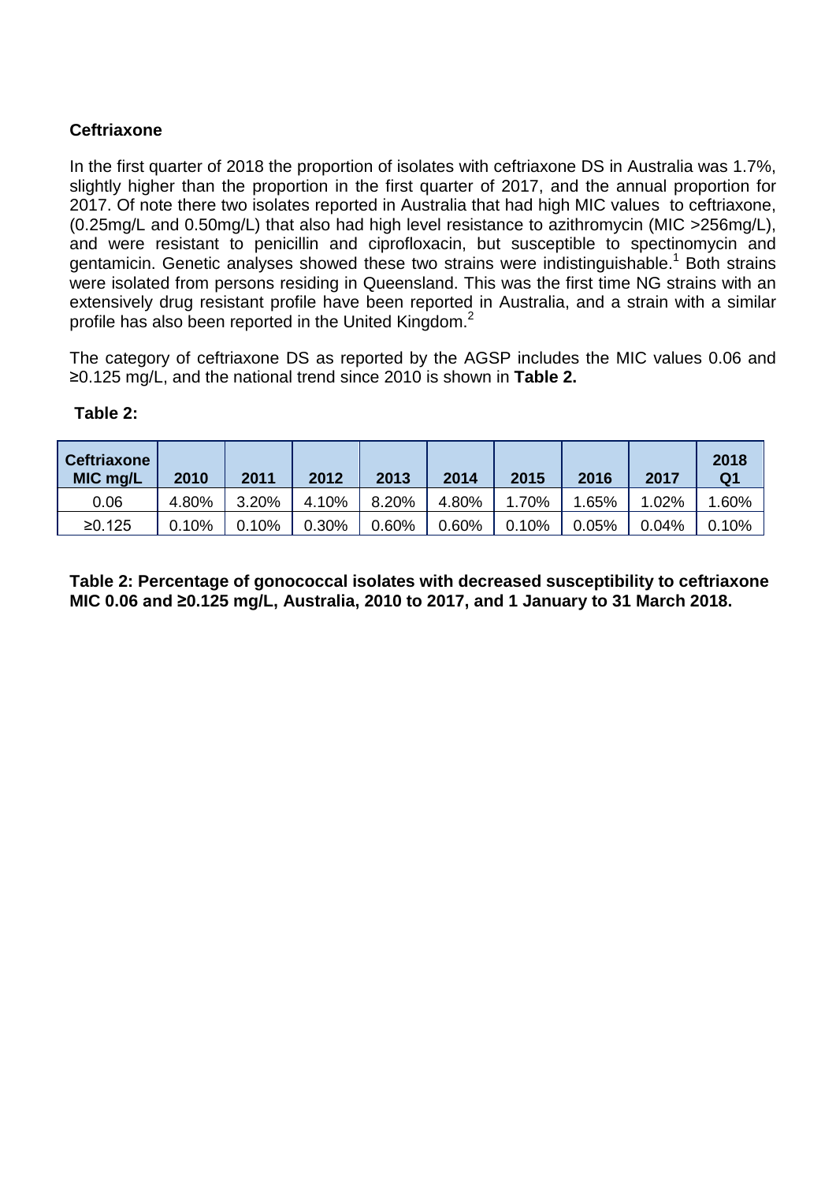### Ceftriaxone

In the first quarter of 2018 the proportion of isolates with ceftriaxone DS in Australia was 1.7%, slightly higher than the proportion in the first quarter of 2017, and the annual proportion for 2017. Of note there two isolates reported in Australia that had high MIC values to ceftriaxone, (0.25mg/L and 0.50mg/L) that also had high level resistance to azithromycin (MIC >256mg/L), and were resistant to penicillin and ciprofloxacin, but susceptible to spectinomycin and gentamicin. Genetic analyses showed these two strains were indistinguishable.[1] Both strains were isolated from persons residing in Queensland. This was the first time NG strains with an extensively drug resistant profile have been reported in Australia, and a strain with a similar profile has also been reported in the United Kingdom.[2]

The category of ceftriaxone DS as reported by the AGSP includes the MIC values 0.06 and ≥0.125 mg/L, and the national trend since 2010 is shown in **Table 2.**

**Table 2:**

| Ceftriaxone MIC mg/L | 2010 | 2011 | 2012 | 2013 | 2014 | 2015 | 2016 | 2017 | 2018 Q1 |
|---|---|---|---|---|---|---|---|---|---|
| 0.06 | 4.80% | 3.20% | 4.10% | 8.20% | 4.80% | 1.70% | 1.65% | 1.02% | 1.60% |
| ≥0.125 | 0.10% | 0.10% | 0.30% | 0.60% | 0.60% | 0.10% | 0.05% | 0.04% | 0.10% |

**Table 2: Percentage of gonococcal isolates with decreased susceptibility to ceftriaxone MIC 0.06 and ≥0.125 mg/L, Australia, 2010 to 2017, and 1 January to 31 March 2018.**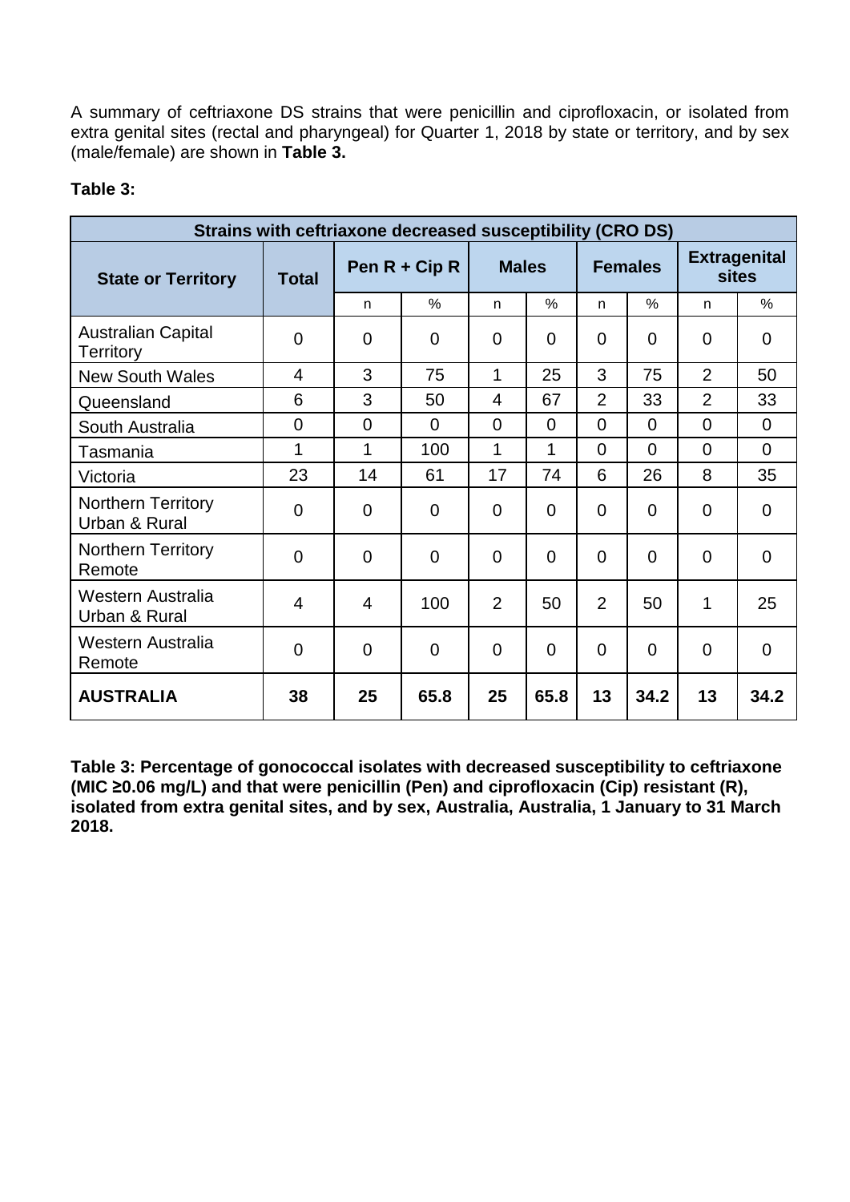A summary of ceftriaxone DS strains that were penicillin and ciprofloxacin, or isolated from extra genital sites (rectal and pharyngeal) for Quarter 1, 2018 by state or territory, and by sex (male/female) are shown in **Table 3.**

**Table 3:**

| Strains with ceftriaxone decreased susceptibility (CRO DS) | | | | | | | | | |
|---|---|---|---|---|---|---|---|---|---|
| **State or Territory** | **Total** | **Pen R + Cip R** | | **Males** | | **Females** | | **Extragenital sites** | |
| | | n | % | n | % | n | % | n | % |
| Australian Capital Territory | 0 | 0 | 0 | 0 | 0 | 0 | 0 | 0 | 0 |
| New South Wales | 4 | 3 | 75 | 1 | 25 | 3 | 75 | 2 | 50 |
| Queensland | 6 | 3 | 50 | 4 | 67 | 2 | 33 | 2 | 33 |
| South Australia | 0 | 0 | 0 | 0 | 0 | 0 | 0 | 0 | 0 |
| Tasmania | 1 | 1 | 100 | 1 | 1 | 0 | 0 | 0 | 0 |
| Victoria | 23 | 14 | 61 | 17 | 74 | 6 | 26 | 8 | 35 |
| Northern Territory Urban & Rural | 0 | 0 | 0 | 0 | 0 | 0 | 0 | 0 | 0 |
| Northern Territory Remote | 0 | 0 | 0 | 0 | 0 | 0 | 0 | 0 | 0 |
| Western Australia Urban & Rural | 4 | 4 | 100 | 2 | 50 | 2 | 50 | 1 | 25 |
| Western Australia Remote | 0 | 0 | 0 | 0 | 0 | 0 | 0 | 0 | 0 |
| **AUSTRALIA** | **38** | **25** | **65.8** | **25** | **65.8** | **13** | **34.2** | **13** | **34.2** |

**Table 3: Percentage of gonococcal isolates with decreased susceptibility to ceftriaxone (MIC ≥0.06 mg/L) and that were penicillin (Pen) and ciprofloxacin (Cip) resistant (R), isolated from extra genital sites, and by sex, Australia, Australia, 1 January to 31 March 2018.**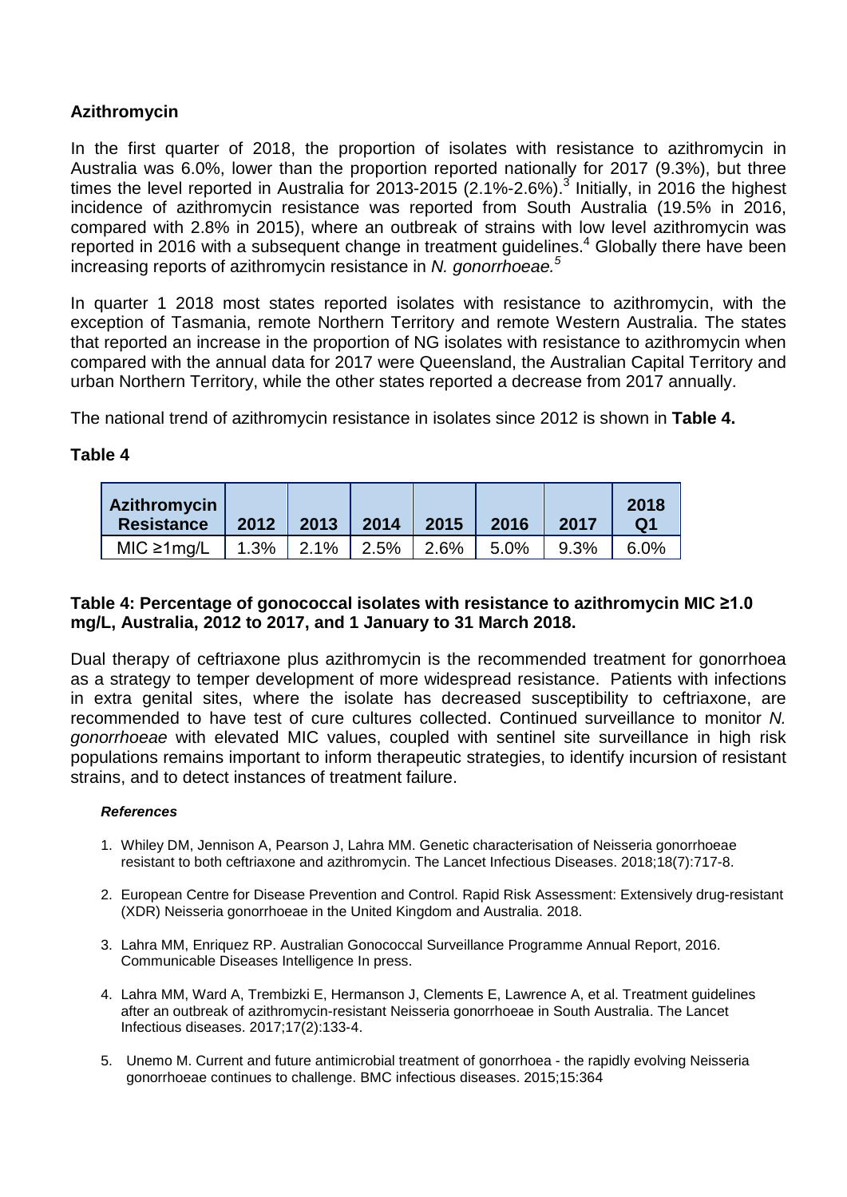## Azithromycin

In the first quarter of 2018, the proportion of isolates with resistance to azithromycin in Australia was 6.0%, lower than the proportion reported nationally for 2017 (9.3%), but three times the level reported in Australia for 2013-2015 (2.1%-2.6%).[3] Initially, in 2016 the highest incidence of azithromycin resistance was reported from South Australia (19.5% in 2016, compared with 2.8% in 2015), where an outbreak of strains with low level azithromycin was reported in 2016 with a subsequent change in treatment guidelines.[4] Globally there have been increasing reports of azithromycin resistance in *N. gonorrhoeae.*[5]

In quarter 1 2018 most states reported isolates with resistance to azithromycin, with the exception of Tasmania, remote Northern Territory and remote Western Australia. The states that reported an increase in the proportion of NG isolates with resistance to azithromycin when compared with the annual data for 2017 were Queensland, the Australian Capital Territory and urban Northern Territory, while the other states reported a decrease from 2017 annually.

The national trend of azithromycin resistance in isolates since 2012 is shown in **Table 4.**

**Table 4**

| Azithromycin Resistance | 2012 | 2013 | 2014 | 2015 | 2016 | 2017 | 2018 Q1 |
|---|---|---|---|---|---|---|---|
| MIC ≥1mg/L | 1.3% | 2.1% | 2.5% | 2.6% | 5.0% | 9.3% | 6.0% |

**Table 4: Percentage of gonococcal isolates with resistance to azithromycin MIC ≥1.0 mg/L, Australia, 2012 to 2017, and 1 January to 31 March 2018.**

Dual therapy of ceftriaxone plus azithromycin is the recommended treatment for gonorrhoea as a strategy to temper development of more widespread resistance. Patients with infections in extra genital sites, where the isolate has decreased susceptibility to ceftriaxone, are recommended to have test of cure cultures collected. Continued surveillance to monitor *N. gonorrhoeae* with elevated MIC values, coupled with sentinel site surveillance in high risk populations remains important to inform therapeutic strategies, to identify incursion of resistant strains, and to detect instances of treatment failure.

***References***

1. Whiley DM, Jennison A, Pearson J, Lahra MM. Genetic characterisation of Neisseria gonorrhoeae resistant to both ceftriaxone and azithromycin. The Lancet Infectious Diseases. 2018;18(7):717-8.
2. European Centre for Disease Prevention and Control. Rapid Risk Assessment: Extensively drug-resistant (XDR) Neisseria gonorrhoeae in the United Kingdom and Australia. 2018.
3. Lahra MM, Enriquez RP. Australian Gonococcal Surveillance Programme Annual Report, 2016. Communicable Diseases Intelligence In press.
4. Lahra MM, Ward A, Trembizki E, Hermanson J, Clements E, Lawrence A, et al. Treatment guidelines after an outbreak of azithromycin-resistant Neisseria gonorrhoeae in South Australia. The Lancet Infectious diseases. 2017;17(2):133-4.
5. Unemo M. Current and future antimicrobial treatment of gonorrhoea - the rapidly evolving Neisseria gonorrhoeae continues to challenge. BMC infectious diseases. 2015;15:364